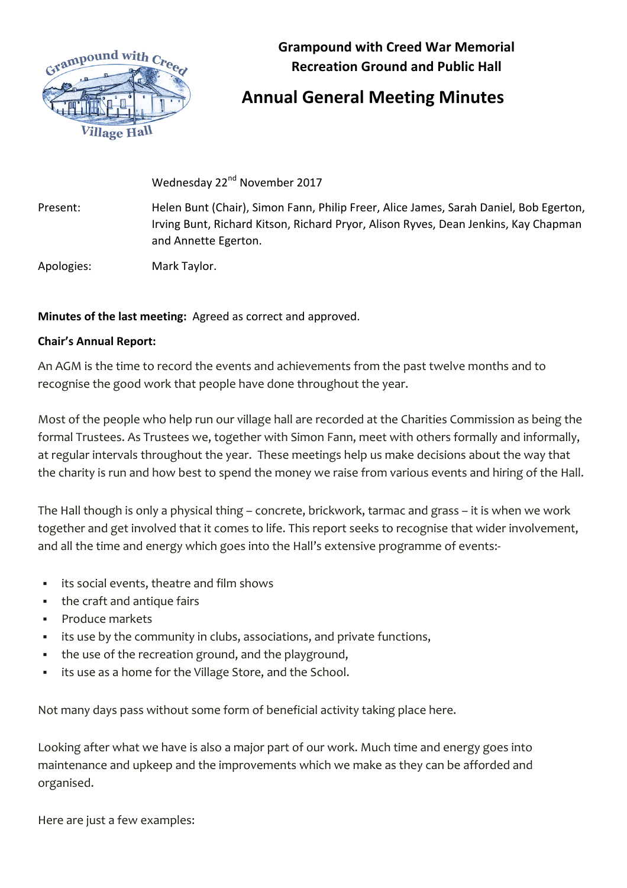**Grampound with Creed War Memorial Recreation Ground and Public Hall**

# Annual General Meeting Minutes

Wednesday 22nd November 2017

Present: Helen Bunt (Chair), Simon Fann, Philip Freer, Alice James, Sarah Daniel, Bob Egerton, Irving Bunt, Richard Kitson, Richard Pryor, Alison Ryves, Dean Jenkins, Kay Chapman and Annette Egerton.

Apologies: Mark Taylor.

**Minutes of the last meeting:** Agreed as correct and approved.

**Chair's Annual Report:**

An AGM is the time to record the events and achievements from the past twelve months and to recognise the good work that people have done throughout the year.

Most of the people who help run our village hall are recorded at the Charities Commission as being the formal Trustees. As Trustees we, together with Simon Fann, meet with others formally and informally, at regular intervals throughout the year. These meetings help us make decisions about the way that the charity is run and how best to spend the money we raise from various events and hiring of the Hall.

The Hall though is only a physical thing – concrete, brickwork, tarmac and grass – it is when we work together and get involved that it comes to life. This report seeks to recognise that wider involvement, and all the time and energy which goes into the Hall's extensive programme of events:-

- its social events, theatre and film shows
- the craft and antique fairs
- Produce markets
- its use by the community in clubs, associations, and private functions,
- the use of the recreation ground, and the playground,
- its use as a home for the Village Store, and the School.

Not many days pass without some form of beneficial activity taking place here.

Looking after what we have is also a major part of our work. Much time and energy goes into maintenance and upkeep and the improvements which we make as they can be afforded and organised.

Here are just a few examples: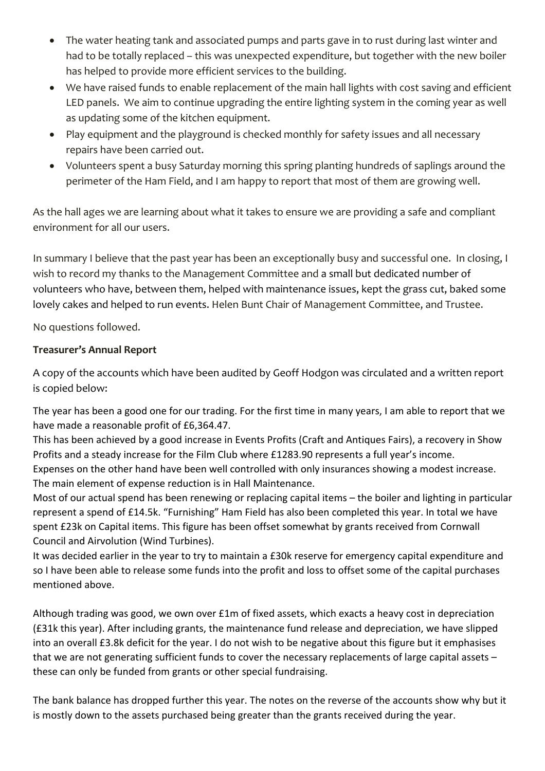- The water heating tank and associated pumps and parts gave in to rust during last winter and had to be totally replaced – this was unexpected expenditure, but together with the new boiler has helped to provide more efficient services to the building.
- We have raised funds to enable replacement of the main hall lights with cost saving and efficient LED panels. We aim to continue upgrading the entire lighting system in the coming year as well as updating some of the kitchen equipment.
- Play equipment and the playground is checked monthly for safety issues and all necessary repairs have been carried out.
- Volunteers spent a busy Saturday morning this spring planting hundreds of saplings around the perimeter of the Ham Field, and I am happy to report that most of them are growing well.

As the hall ages we are learning about what it takes to ensure we are providing a safe and compliant environment for all our users.

In summary I believe that the past year has been an exceptionally busy and successful one. In closing, I wish to record my thanks to the Management Committee and a small but dedicated number of volunteers who have, between them, helped with maintenance issues, kept the grass cut, baked some lovely cakes and helped to run events. Helen Bunt Chair of Management Committee, and Trustee.

No questions followed.

**Treasurer's Annual Report**

A copy of the accounts which have been audited by Geoff Hodgon was circulated and a written report is copied below:

The year has been a good one for our trading. For the first time in many years, I am able to report that we have made a reasonable profit of £6,364.47.
This has been achieved by a good increase in Events Profits (Craft and Antiques Fairs), a recovery in Show Profits and a steady increase for the Film Club where £1283.90 represents a full year's income.
Expenses on the other hand have been well controlled with only insurances showing a modest increase. The main element of expense reduction is in Hall Maintenance.
Most of our actual spend has been renewing or replacing capital items – the boiler and lighting in particular represent a spend of £14.5k. "Furnishing" Ham Field has also been completed this year. In total we have spent £23k on Capital items. This figure has been offset somewhat by grants received from Cornwall Council and Airvolution (Wind Turbines).
It was decided earlier in the year to try to maintain a £30k reserve for emergency capital expenditure and so I have been able to release some funds into the profit and loss to offset some of the capital purchases mentioned above.

Although trading was good, we own over £1m of fixed assets, which exacts a heavy cost in depreciation (£31k this year). After including grants, the maintenance fund release and depreciation, we have slipped into an overall £3.8k deficit for the year. I do not wish to be negative about this figure but it emphasises that we are not generating sufficient funds to cover the necessary replacements of large capital assets – these can only be funded from grants or other special fundraising.

The bank balance has dropped further this year. The notes on the reverse of the accounts show why but it is mostly down to the assets purchased being greater than the grants received during the year.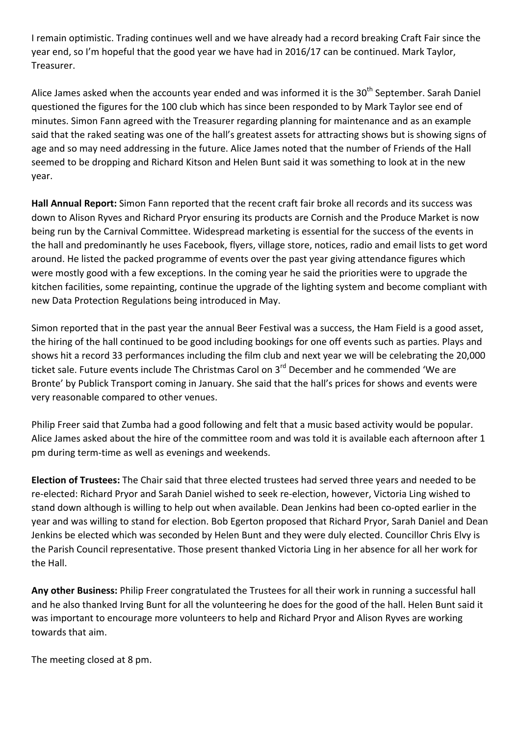I remain optimistic. Trading continues well and we have already had a record breaking Craft Fair since the year end, so I'm hopeful that the good year we have had in 2016/17 can be continued. Mark Taylor, Treasurer.

Alice James asked when the accounts year ended and was informed it is the 30th September. Sarah Daniel questioned the figures for the 100 club which has since been responded to by Mark Taylor see end of minutes. Simon Fann agreed with the Treasurer regarding planning for maintenance and as an example said that the raked seating was one of the hall's greatest assets for attracting shows but is showing signs of age and so may need addressing in the future. Alice James noted that the number of Friends of the Hall seemed to be dropping and Richard Kitson and Helen Bunt said it was something to look at in the new year.

**Hall Annual Report:** Simon Fann reported that the recent craft fair broke all records and its success was down to Alison Ryves and Richard Pryor ensuring its products are Cornish and the Produce Market is now being run by the Carnival Committee. Widespread marketing is essential for the success of the events in the hall and predominantly he uses Facebook, flyers, village store, notices, radio and email lists to get word around. He listed the packed programme of events over the past year giving attendance figures which were mostly good with a few exceptions. In the coming year he said the priorities were to upgrade the kitchen facilities, some repainting, continue the upgrade of the lighting system and become compliant with new Data Protection Regulations being introduced in May.

Simon reported that in the past year the annual Beer Festival was a success, the Ham Field is a good asset, the hiring of the hall continued to be good including bookings for one off events such as parties. Plays and shows hit a record 33 performances including the film club and next year we will be celebrating the 20,000 ticket sale. Future events include The Christmas Carol on 3rd December and he commended 'We are Bronte' by Publick Transport coming in January. She said that the hall's prices for shows and events were very reasonable compared to other venues.

Philip Freer said that Zumba had a good following and felt that a music based activity would be popular. Alice James asked about the hire of the committee room and was told it is available each afternoon after 1 pm during term-time as well as evenings and weekends.

**Election of Trustees:** The Chair said that three elected trustees had served three years and needed to be re-elected: Richard Pryor and Sarah Daniel wished to seek re-election, however, Victoria Ling wished to stand down although is willing to help out when available. Dean Jenkins had been co-opted earlier in the year and was willing to stand for election. Bob Egerton proposed that Richard Pryor, Sarah Daniel and Dean Jenkins be elected which was seconded by Helen Bunt and they were duly elected. Councillor Chris Elvy is the Parish Council representative. Those present thanked Victoria Ling in her absence for all her work for the Hall.

**Any other Business:** Philip Freer congratulated the Trustees for all their work in running a successful hall and he also thanked Irving Bunt for all the volunteering he does for the good of the hall. Helen Bunt said it was important to encourage more volunteers to help and Richard Pryor and Alison Ryves are working towards that aim.

The meeting closed at 8 pm.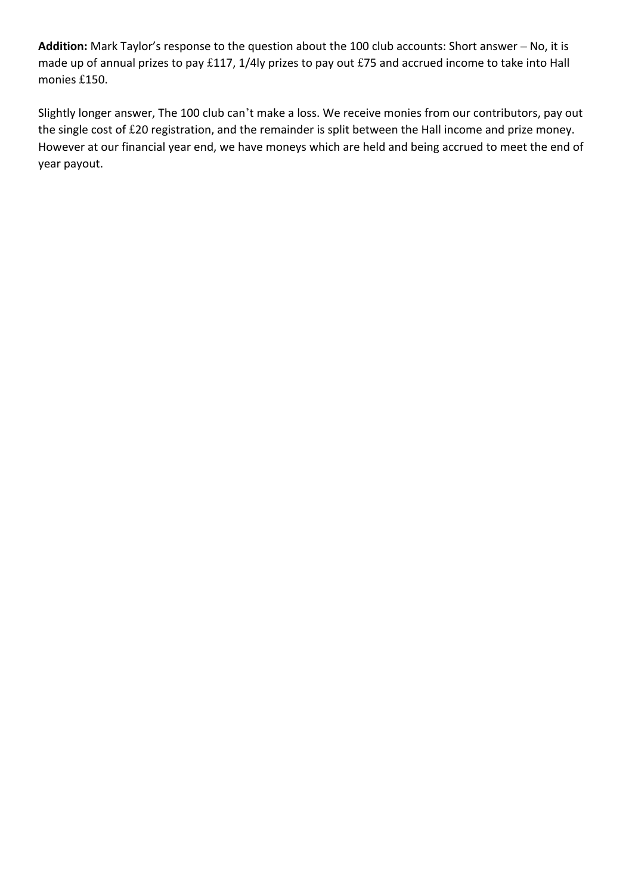**Addition:** Mark Taylor's response to the question about the 100 club accounts: Short answer – No, it is made up of annual prizes to pay £117, 1/4ly prizes to pay out £75 and accrued income to take into Hall monies £150.

Slightly longer answer, The 100 club can't make a loss. We receive monies from our contributors, pay out the single cost of £20 registration, and the remainder is split between the Hall income and prize money. However at our financial year end, we have moneys which are held and being accrued to meet the end of year payout.